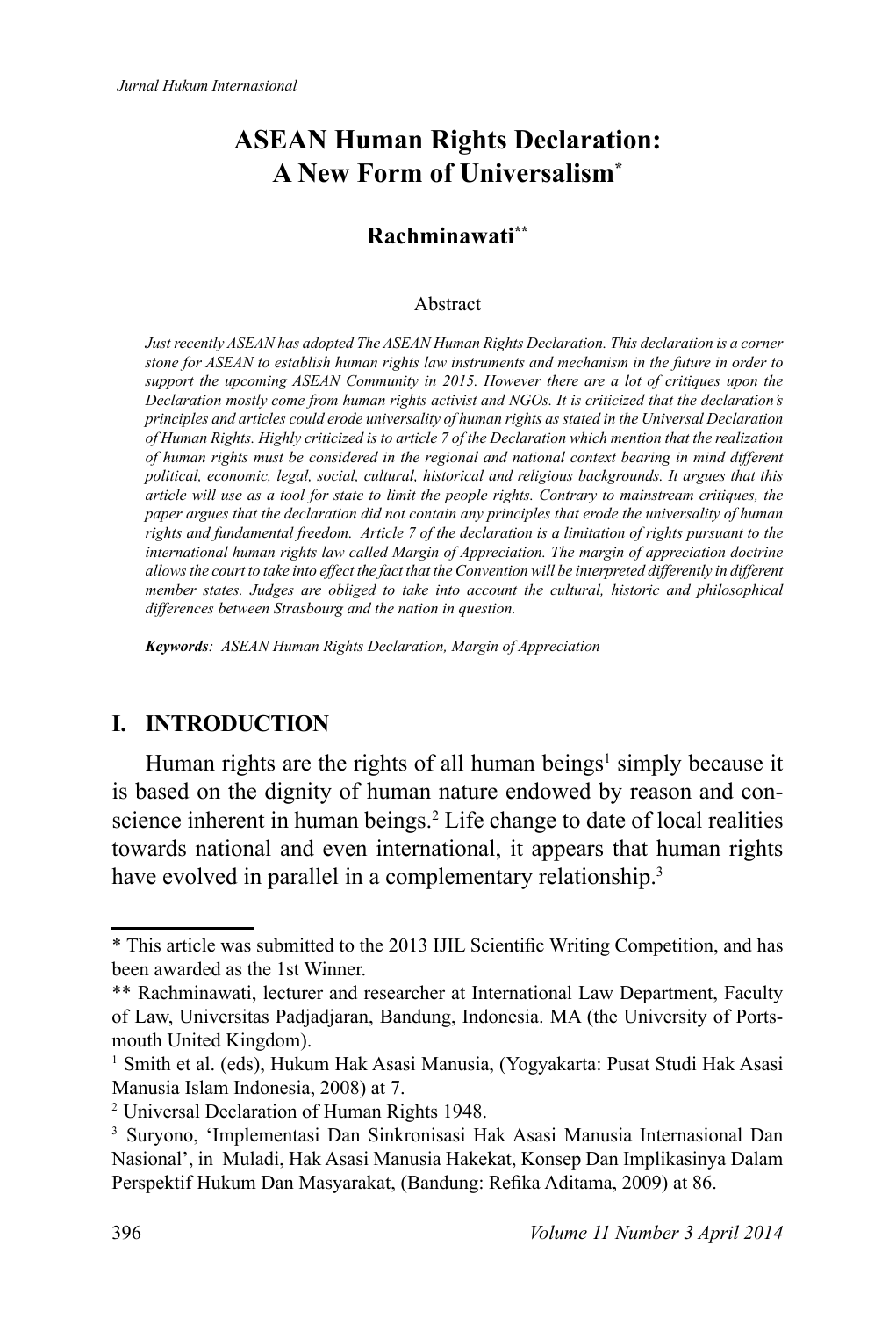# ASEAN Human Rights Declaration: A New Form of Universalism*

**Rachminawati****

Abstract

*Just recently ASEAN has adopted The ASEAN Human Rights Declaration. This declaration is a corner stone for ASEAN to establish human rights law instruments and mechanism in the future in order to support the upcoming ASEAN Community in 2015. However there are a lot of critiques upon the Declaration mostly come from human rights activist and NGOs. It is criticized that the declaration's principles and articles could erode universality of human rights as stated in the Universal Declaration of Human Rights. Highly criticized is to article 7 of the Declaration which mention that the realization of human rights must be considered in the regional and national context bearing in mind different political, economic, legal, social, cultural, historical and religious backgrounds. It argues that this article will use as a tool for state to limit the people rights. Contrary to mainstream critiques, the paper argues that the declaration did not contain any principles that erode the universality of human rights and fundamental freedom. Article 7 of the declaration is a limitation of rights pursuant to the international human rights law called Margin of Appreciation. The margin of appreciation doctrine allows the court to take into effect the fact that the Convention will be interpreted differently in different member states. Judges are obliged to take into account the cultural, historic and philosophical differences between Strasbourg and the nation in question.*

***Keywords**: ASEAN Human Rights Declaration, Margin of Appreciation*

## I. INTRODUCTION

Human rights are the rights of all human beings[1] simply because it is based on the dignity of human nature endowed by reason and conscience inherent in human beings.[2] Life change to date of local realities towards national and even international, it appears that human rights have evolved in parallel in a complementary relationship.[3]

---

\* This article was submitted to the 2013 IJIL Scientific Writing Competition, and has been awarded as the 1st Winner.

\*\* Rachminawati, lecturer and researcher at International Law Department, Faculty of Law, Universitas Padjadjaran, Bandung, Indonesia. MA (the University of Portsmouth United Kingdom).

[1] Smith et al. (eds), Hukum Hak Asasi Manusia, (Yogyakarta: Pusat Studi Hak Asasi Manusia Islam Indonesia, 2008) at 7.

[2] Universal Declaration of Human Rights 1948.

[3] Suryono, 'Implementasi Dan Sinkronisasi Hak Asasi Manusia Internasional Dan Nasional', in Muladi, Hak Asasi Manusia Hakekat, Konsep Dan Implikasinya Dalam Perspektif Hukum Dan Masyarakat, (Bandung: Refika Aditama, 2009) at 86.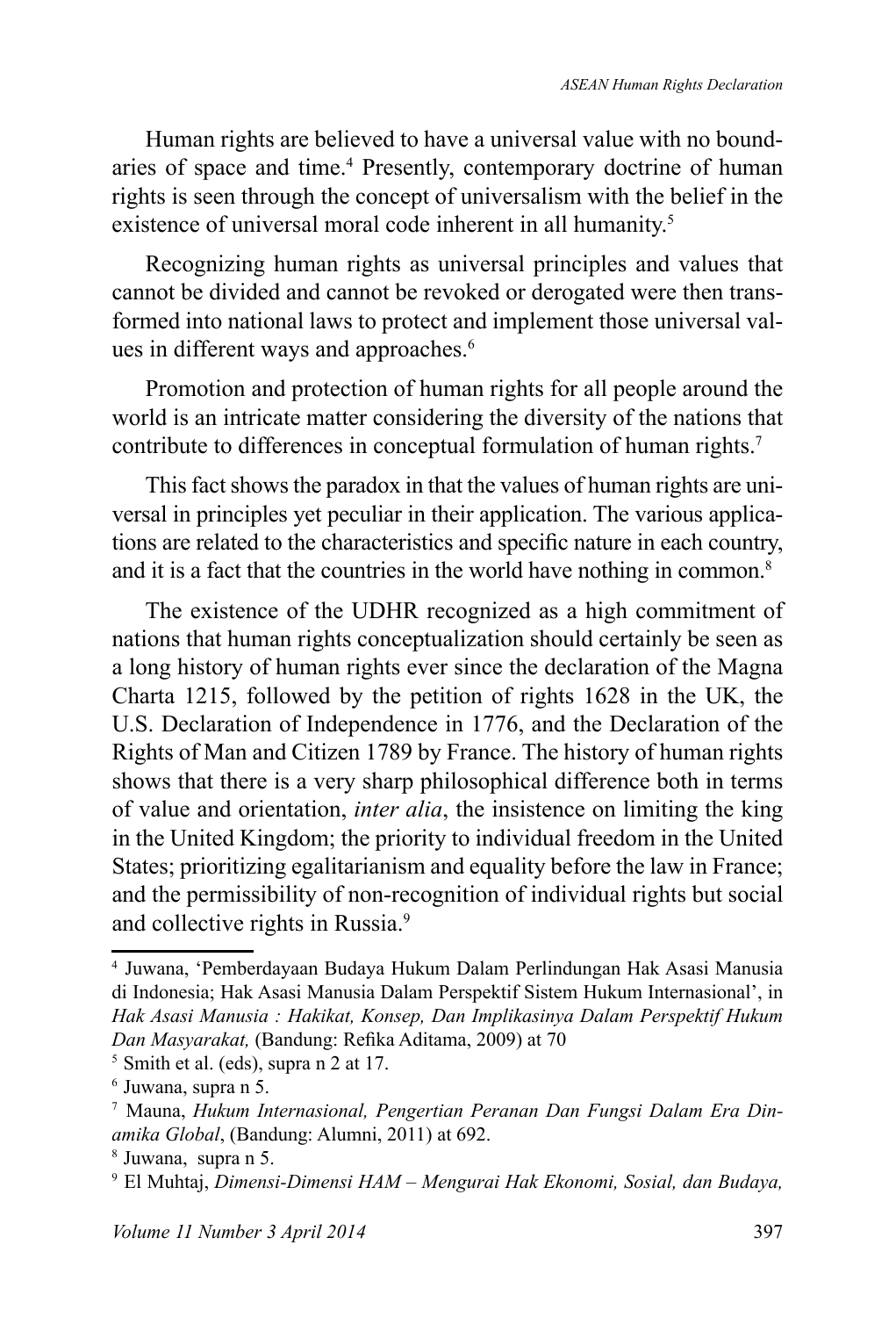Human rights are believed to have a universal value with no boundaries of space and time.[4] Presently, contemporary doctrine of human rights is seen through the concept of universalism with the belief in the existence of universal moral code inherent in all humanity.[5]

Recognizing human rights as universal principles and values that cannot be divided and cannot be revoked or derogated were then transformed into national laws to protect and implement those universal values in different ways and approaches.[6]

Promotion and protection of human rights for all people around the world is an intricate matter considering the diversity of the nations that contribute to differences in conceptual formulation of human rights.[7]

This fact shows the paradox in that the values of human rights are universal in principles yet peculiar in their application. The various applications are related to the characteristics and specific nature in each country, and it is a fact that the countries in the world have nothing in common.[8]

The existence of the UDHR recognized as a high commitment of nations that human rights conceptualization should certainly be seen as a long history of human rights ever since the declaration of the Magna Charta 1215, followed by the petition of rights 1628 in the UK, the U.S. Declaration of Independence in 1776, and the Declaration of the Rights of Man and Citizen 1789 by France. The history of human rights shows that there is a very sharp philosophical difference both in terms of value and orientation, *inter alia*, the insistence on limiting the king in the United Kingdom; the priority to individual freedom in the United States; prioritizing egalitarianism and equality before the law in France; and the permissibility of non-recognition of individual rights but social and collective rights in Russia.[9]

---

[4] Juwana, 'Pemberdayaan Budaya Hukum Dalam Perlindungan Hak Asasi Manusia di Indonesia; Hak Asasi Manusia Dalam Perspektif Sistem Hukum Internasional', in *Hak Asasi Manusia : Hakikat, Konsep, Dan Implikasinya Dalam Perspektif Hukum Dan Masyarakat,* (Bandung: Refika Aditama, 2009) at 70

[5] Smith et al. (eds), supra n 2 at 17.

[6] Juwana, supra n 5.

[7] Mauna, *Hukum Internasional, Pengertian Peranan Dan Fungsi Dalam Era Dinamika Global*, (Bandung: Alumni, 2011) at 692.

[8] Juwana, supra n 5.

[9] El Muhtaj, *Dimensi-Dimensi HAM – Mengurai Hak Ekonomi, Sosial, dan Budaya,*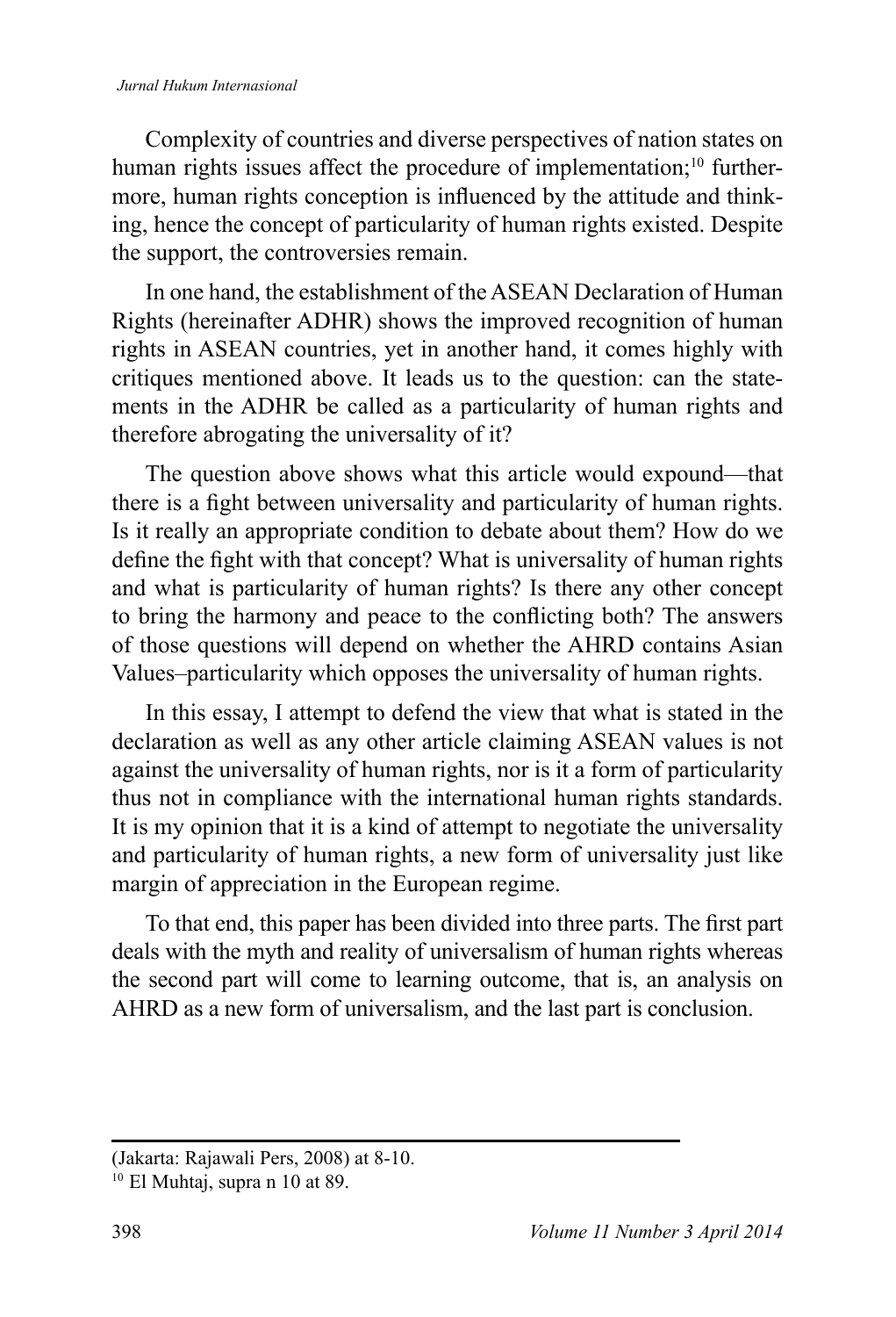Complexity of countries and diverse perspectives of nation states on human rights issues affect the procedure of implementation;[10] furthermore, human rights conception is influenced by the attitude and thinking, hence the concept of particularity of human rights existed. Despite the support, the controversies remain.

In one hand, the establishment of the ASEAN Declaration of Human Rights (hereinafter ADHR) shows the improved recognition of human rights in ASEAN countries, yet in another hand, it comes highly with critiques mentioned above. It leads us to the question: can the statements in the ADHR be called as a particularity of human rights and therefore abrogating the universality of it?

The question above shows what this article would expound—that there is a fight between universality and particularity of human rights. Is it really an appropriate condition to debate about them? How do we define the fight with that concept? What is universality of human rights and what is particularity of human rights? Is there any other concept to bring the harmony and peace to the conflicting both? The answers of those questions will depend on whether the AHRD contains Asian Values–particularity which opposes the universality of human rights.

In this essay, I attempt to defend the view that what is stated in the declaration as well as any other article claiming ASEAN values is not against the universality of human rights, nor is it a form of particularity thus not in compliance with the international human rights standards. It is my opinion that it is a kind of attempt to negotiate the universality and particularity of human rights, a new form of universality just like margin of appreciation in the European regime.

To that end, this paper has been divided into three parts. The first part deals with the myth and reality of universalism of human rights whereas the second part will come to learning outcome, that is, an analysis on AHRD as a new form of universalism, and the last part is conclusion.

---

(Jakarta: Rajawali Pers, 2008) at 8-10.

[10] El Muhtaj, supra n 10 at 89.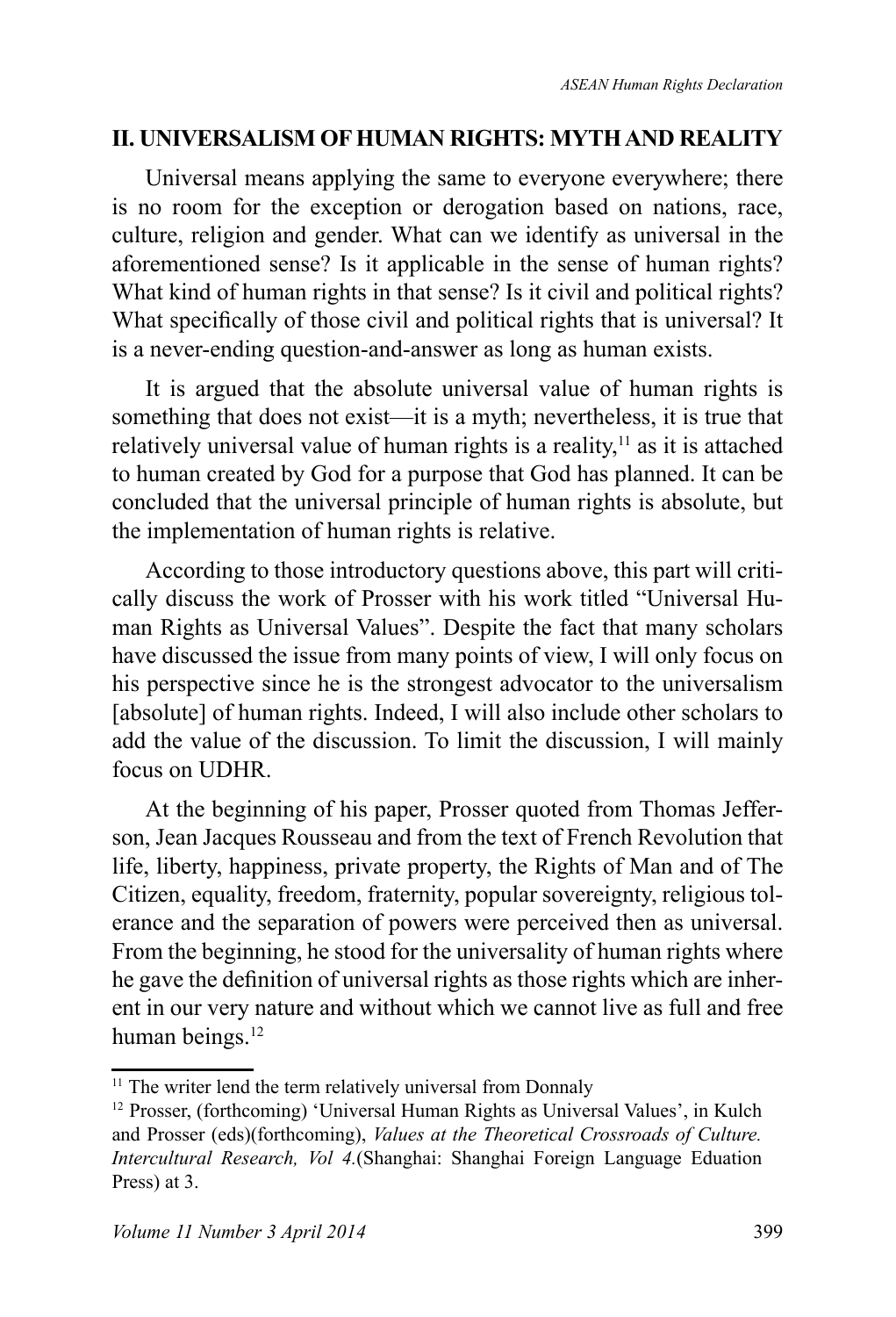## II. UNIVERSALISM OF HUMAN RIGHTS: MYTH AND REALITY

Universal means applying the same to everyone everywhere; there is no room for the exception or derogation based on nations, race, culture, religion and gender. What can we identify as universal in the aforementioned sense? Is it applicable in the sense of human rights? What kind of human rights in that sense? Is it civil and political rights? What specifically of those civil and political rights that is universal? It is a never-ending question-and-answer as long as human exists.

It is argued that the absolute universal value of human rights is something that does not exist—it is a myth; nevertheless, it is true that relatively universal value of human rights is a reality,[11] as it is attached to human created by God for a purpose that God has planned. It can be concluded that the universal principle of human rights is absolute, but the implementation of human rights is relative.

According to those introductory questions above, this part will critically discuss the work of Prosser with his work titled "Universal Human Rights as Universal Values". Despite the fact that many scholars have discussed the issue from many points of view, I will only focus on his perspective since he is the strongest advocator to the universalism [absolute] of human rights. Indeed, I will also include other scholars to add the value of the discussion. To limit the discussion, I will mainly focus on UDHR.

At the beginning of his paper, Prosser quoted from Thomas Jefferson, Jean Jacques Rousseau and from the text of French Revolution that life, liberty, happiness, private property, the Rights of Man and of The Citizen, equality, freedom, fraternity, popular sovereignty, religious tolerance and the separation of powers were perceived then as universal. From the beginning, he stood for the universality of human rights where he gave the definition of universal rights as those rights which are inherent in our very nature and without which we cannot live as full and free human beings.[12]

---

[11] The writer lend the term relatively universal from Donnaly

[12] Prosser, (forthcoming) 'Universal Human Rights as Universal Values', in Kulch and Prosser (eds)(forthcoming), *Values at the Theoretical Crossroads of Culture. Intercultural Research, Vol 4.*(Shanghai: Shanghai Foreign Language Eduation Press) at 3.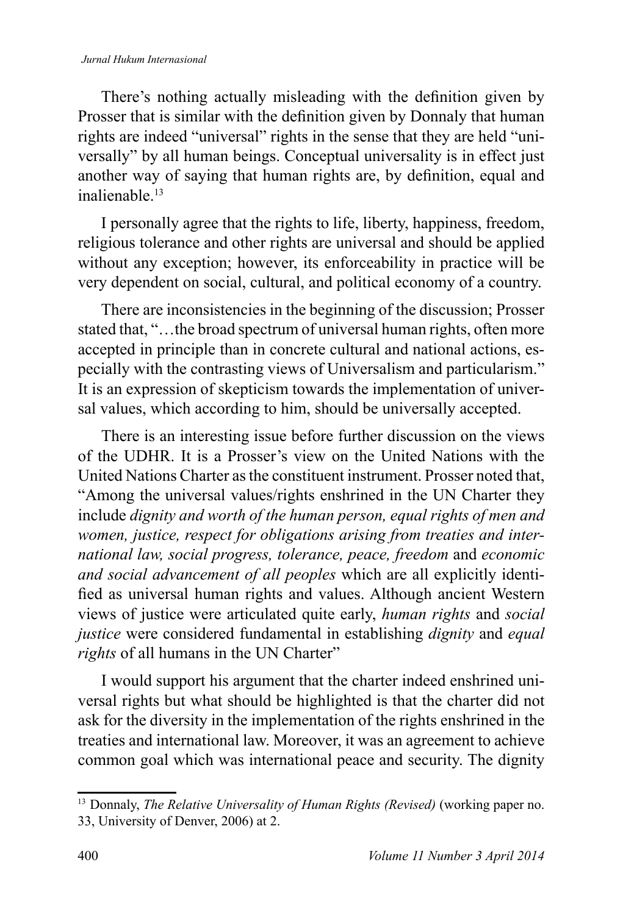There's nothing actually misleading with the definition given by Prosser that is similar with the definition given by Donnaly that human rights are indeed "universal" rights in the sense that they are held "universally" by all human beings. Conceptual universality is in effect just another way of saying that human rights are, by definition, equal and inalienable.[13]

I personally agree that the rights to life, liberty, happiness, freedom, religious tolerance and other rights are universal and should be applied without any exception; however, its enforceability in practice will be very dependent on social, cultural, and political economy of a country.

There are inconsistencies in the beginning of the discussion; Prosser stated that, "…the broad spectrum of universal human rights, often more accepted in principle than in concrete cultural and national actions, especially with the contrasting views of Universalism and particularism." It is an expression of skepticism towards the implementation of universal values, which according to him, should be universally accepted.

There is an interesting issue before further discussion on the views of the UDHR. It is a Prosser's view on the United Nations with the United Nations Charter as the constituent instrument. Prosser noted that, "Among the universal values/rights enshrined in the UN Charter they include *dignity and worth of the human person, equal rights of men and women, justice, respect for obligations arising from treaties and international law, social progress, tolerance, peace, freedom* and *economic and social advancement of all peoples* which are all explicitly identified as universal human rights and values. Although ancient Western views of justice were articulated quite early, *human rights* and *social justice* were considered fundamental in establishing *dignity* and *equal rights* of all humans in the UN Charter"

I would support his argument that the charter indeed enshrined universal rights but what should be highlighted is that the charter did not ask for the diversity in the implementation of the rights enshrined in the treaties and international law. Moreover, it was an agreement to achieve common goal which was international peace and security. The dignity

---

[13] Donnaly, *The Relative Universality of Human Rights (Revised)* (working paper no. 33, University of Denver, 2006) at 2.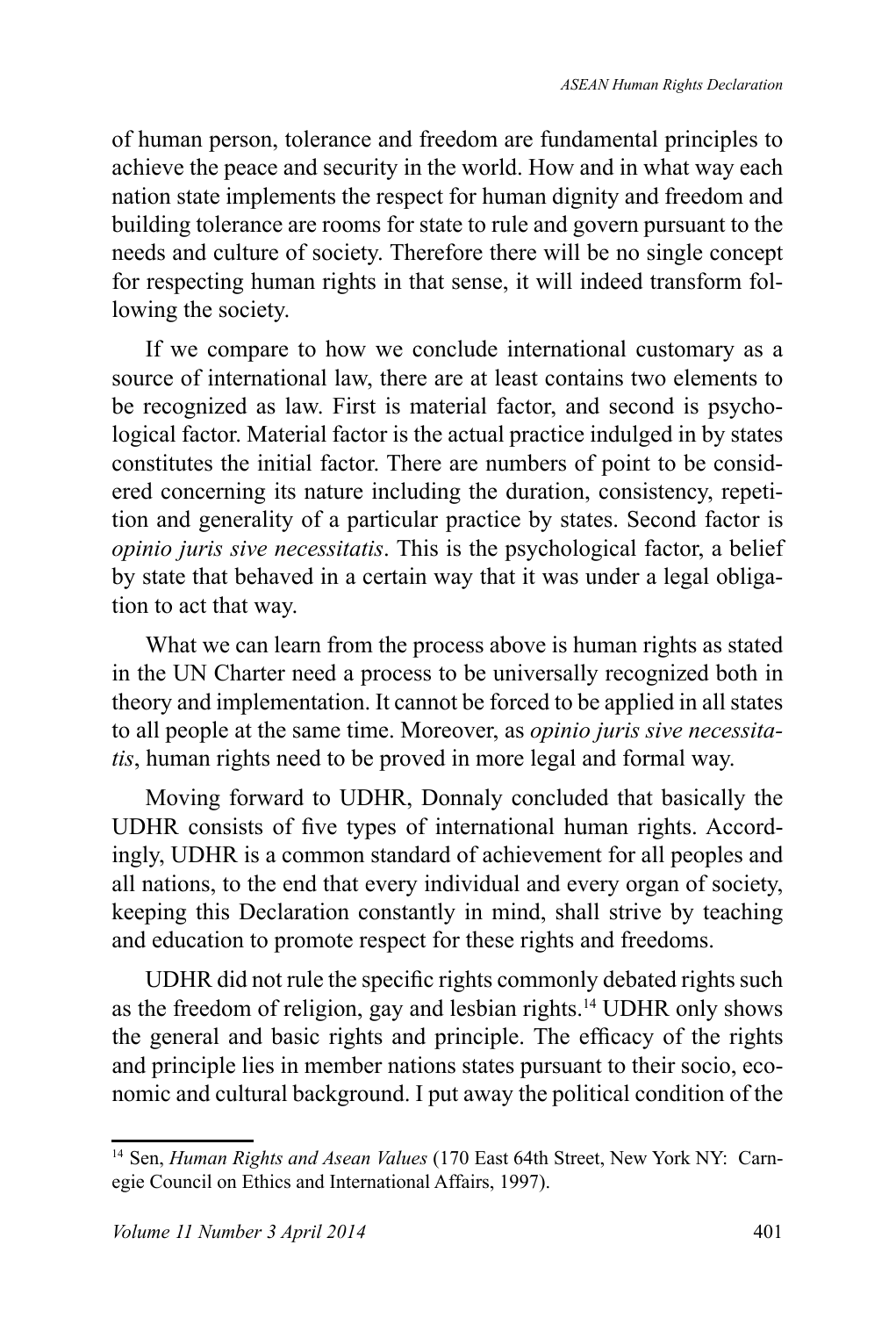of human person, tolerance and freedom are fundamental principles to achieve the peace and security in the world. How and in what way each nation state implements the respect for human dignity and freedom and building tolerance are rooms for state to rule and govern pursuant to the needs and culture of society. Therefore there will be no single concept for respecting human rights in that sense, it will indeed transform following the society.

If we compare to how we conclude international customary as a source of international law, there are at least contains two elements to be recognized as law. First is material factor, and second is psychological factor. Material factor is the actual practice indulged in by states constitutes the initial factor. There are numbers of point to be considered concerning its nature including the duration, consistency, repetition and generality of a particular practice by states. Second factor is *opinio juris sive necessitatis*. This is the psychological factor, a belief by state that behaved in a certain way that it was under a legal obligation to act that way.

What we can learn from the process above is human rights as stated in the UN Charter need a process to be universally recognized both in theory and implementation. It cannot be forced to be applied in all states to all people at the same time. Moreover, as *opinio juris sive necessitatis*, human rights need to be proved in more legal and formal way.

Moving forward to UDHR, Donnaly concluded that basically the UDHR consists of five types of international human rights. Accordingly, UDHR is a common standard of achievement for all peoples and all nations, to the end that every individual and every organ of society, keeping this Declaration constantly in mind, shall strive by teaching and education to promote respect for these rights and freedoms.

UDHR did not rule the specific rights commonly debated rights such as the freedom of religion, gay and lesbian rights.[14] UDHR only shows the general and basic rights and principle. The efficacy of the rights and principle lies in member nations states pursuant to their socio, economic and cultural background. I put away the political condition of the

---

[14] Sen, *Human Rights and Asean Values* (170 East 64th Street, New York NY: Carnegie Council on Ethics and International Affairs, 1997).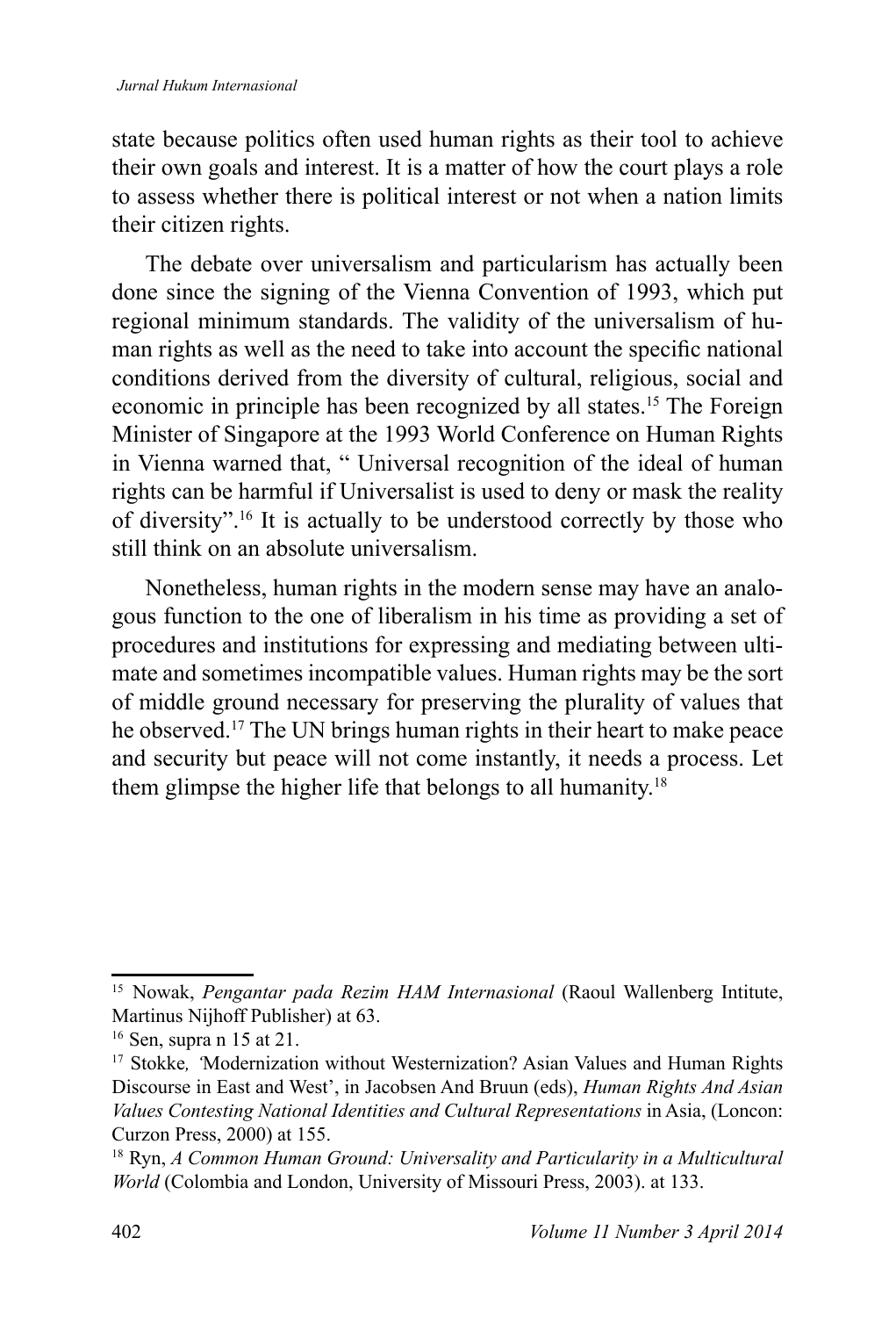state because politics often used human rights as their tool to achieve their own goals and interest. It is a matter of how the court plays a role to assess whether there is political interest or not when a nation limits their citizen rights.

The debate over universalism and particularism has actually been done since the signing of the Vienna Convention of 1993, which put regional minimum standards. The validity of the universalism of human rights as well as the need to take into account the specific national conditions derived from the diversity of cultural, religious, social and economic in principle has been recognized by all states.[15] The Foreign Minister of Singapore at the 1993 World Conference on Human Rights in Vienna warned that, " Universal recognition of the ideal of human rights can be harmful if Universalist is used to deny or mask the reality of diversity".[16] It is actually to be understood correctly by those who still think on an absolute universalism.

Nonetheless, human rights in the modern sense may have an analogous function to the one of liberalism in his time as providing a set of procedures and institutions for expressing and mediating between ultimate and sometimes incompatible values. Human rights may be the sort of middle ground necessary for preserving the plurality of values that he observed.[17] The UN brings human rights in their heart to make peace and security but peace will not come instantly, it needs a process. Let them glimpse the higher life that belongs to all humanity.[18]

---

[15] Nowak, *Pengantar pada Rezim HAM Internasional* (Raoul Wallenberg Intitute, Martinus Nijhoff Publisher) at 63.

[16] Sen, supra n 15 at 21.

[17] Stokke*, '*Modernization without Westernization? Asian Values and Human Rights Discourse in East and West', in Jacobsen And Bruun (eds), *Human Rights And Asian Values Contesting National Identities and Cultural Representations* in Asia, (Loncon: Curzon Press, 2000) at 155.

[18] Ryn, *A Common Human Ground: Universality and Particularity in a Multicultural World* (Colombia and London, University of Missouri Press, 2003). at 133.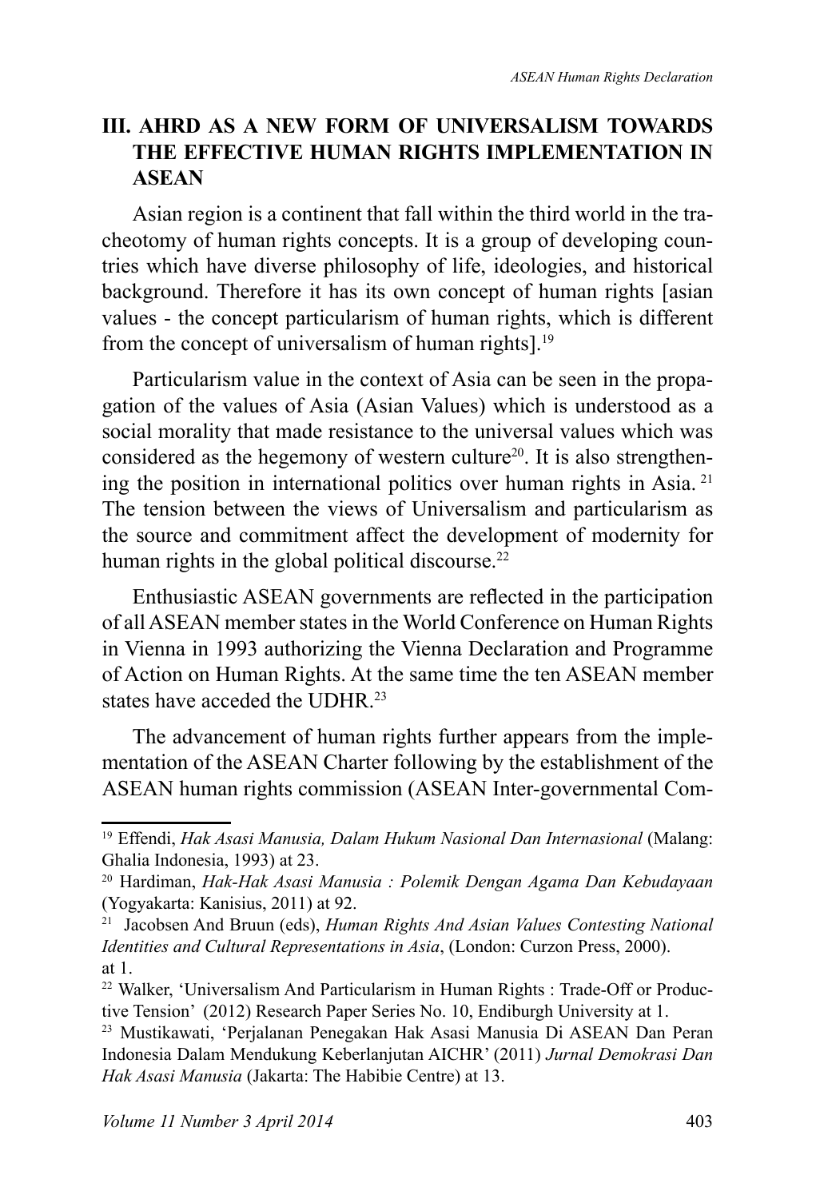## III. AHRD AS A NEW FORM OF UNIVERSALISM TOWARDS THE EFFECTIVE HUMAN RIGHTS IMPLEMENTATION IN ASEAN

Asian region is a continent that fall within the third world in the tracheotomy of human rights concepts. It is a group of developing countries which have diverse philosophy of life, ideologies, and historical background. Therefore it has its own concept of human rights [asian values - the concept particularism of human rights, which is different from the concept of universalism of human rights].[19]

Particularism value in the context of Asia can be seen in the propagation of the values of Asia (Asian Values) which is understood as a social morality that made resistance to the universal values which was considered as the hegemony of western culture[20]. It is also strengthening the position in international politics over human rights in Asia. [21] The tension between the views of Universalism and particularism as the source and commitment affect the development of modernity for human rights in the global political discourse.[22]

Enthusiastic ASEAN governments are reflected in the participation of all ASEAN member states in the World Conference on Human Rights in Vienna in 1993 authorizing the Vienna Declaration and Programme of Action on Human Rights. At the same time the ten ASEAN member states have acceded the UDHR.[23]

The advancement of human rights further appears from the implementation of the ASEAN Charter following by the establishment of the ASEAN human rights commission (ASEAN Inter-governmental Com-

---

[19] Effendi, *Hak Asasi Manusia, Dalam Hukum Nasional Dan Internasional* (Malang: Ghalia Indonesia, 1993) at 23.

[20] Hardiman, *Hak-Hak Asasi Manusia : Polemik Dengan Agama Dan Kebudayaan* (Yogyakarta: Kanisius, 2011) at 92.

[21] Jacobsen And Bruun (eds), *Human Rights And Asian Values Contesting National Identities and Cultural Representations in Asia*, (London: Curzon Press, 2000). at 1.

[22] Walker, 'Universalism And Particularism in Human Rights : Trade-Off or Productive Tension' (2012) Research Paper Series No. 10, Endiburgh University at 1.

[23] Mustikawati, 'Perjalanan Penegakan Hak Asasi Manusia Di ASEAN Dan Peran Indonesia Dalam Mendukung Keberlanjutan AICHR' (2011) *Jurnal Demokrasi Dan Hak Asasi Manusia* (Jakarta: The Habibie Centre) at 13.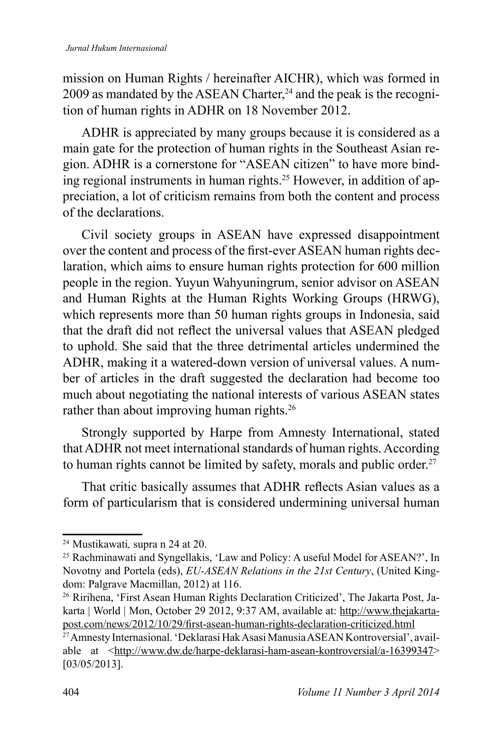mission on Human Rights / hereinafter AICHR), which was formed in 2009 as mandated by the ASEAN Charter,[24] and the peak is the recognition of human rights in ADHR on 18 November 2012.

ADHR is appreciated by many groups because it is considered as a main gate for the protection of human rights in the Southeast Asian region. ADHR is a cornerstone for "ASEAN citizen" to have more binding regional instruments in human rights.[25] However, in addition of appreciation, a lot of criticism remains from both the content and process of the declarations.

Civil society groups in ASEAN have expressed disappointment over the content and process of the first-ever ASEAN human rights declaration, which aims to ensure human rights protection for 600 million people in the region. Yuyun Wahyuningrum, senior advisor on ASEAN and Human Rights at the Human Rights Working Groups (HRWG), which represents more than 50 human rights groups in Indonesia, said that the draft did not reflect the universal values that ASEAN pledged to uphold. She said that the three detrimental articles undermined the ADHR, making it a watered-down version of universal values. A number of articles in the draft suggested the declaration had become too much about negotiating the national interests of various ASEAN states rather than about improving human rights.[26]

Strongly supported by Harpe from Amnesty International, stated that ADHR not meet international standards of human rights. According to human rights cannot be limited by safety, morals and public order.[27]

That critic basically assumes that ADHR reflects Asian values as a form of particularism that is considered undermining universal human

---

[24] Mustikawati, supra n 24 at 20.

[25] Rachminawati and Syngellakis, 'Law and Policy: A useful Model for ASEAN?', In Novotny and Portela (eds), *EU-ASEAN Relations in the 21st Century*, (United Kingdom: Palgrave Macmillan, 2012) at 116.

[26] Ririhena, 'First Asean Human Rights Declaration Criticized', The Jakarta Post, Jakarta | World | Mon, October 29 2012, 9:37 AM, available at: http://www.thejakartapost.com/news/2012/10/29/first-asean-human-rights-declaration-criticized.html

[27] Amnesty Internasional. 'Deklarasi Hak Asasi Manusia ASEAN Kontroversial', available at <http://www.dw.de/harpe-deklarasi-ham-asean-kontroversial/a-16399347> [03/05/2013].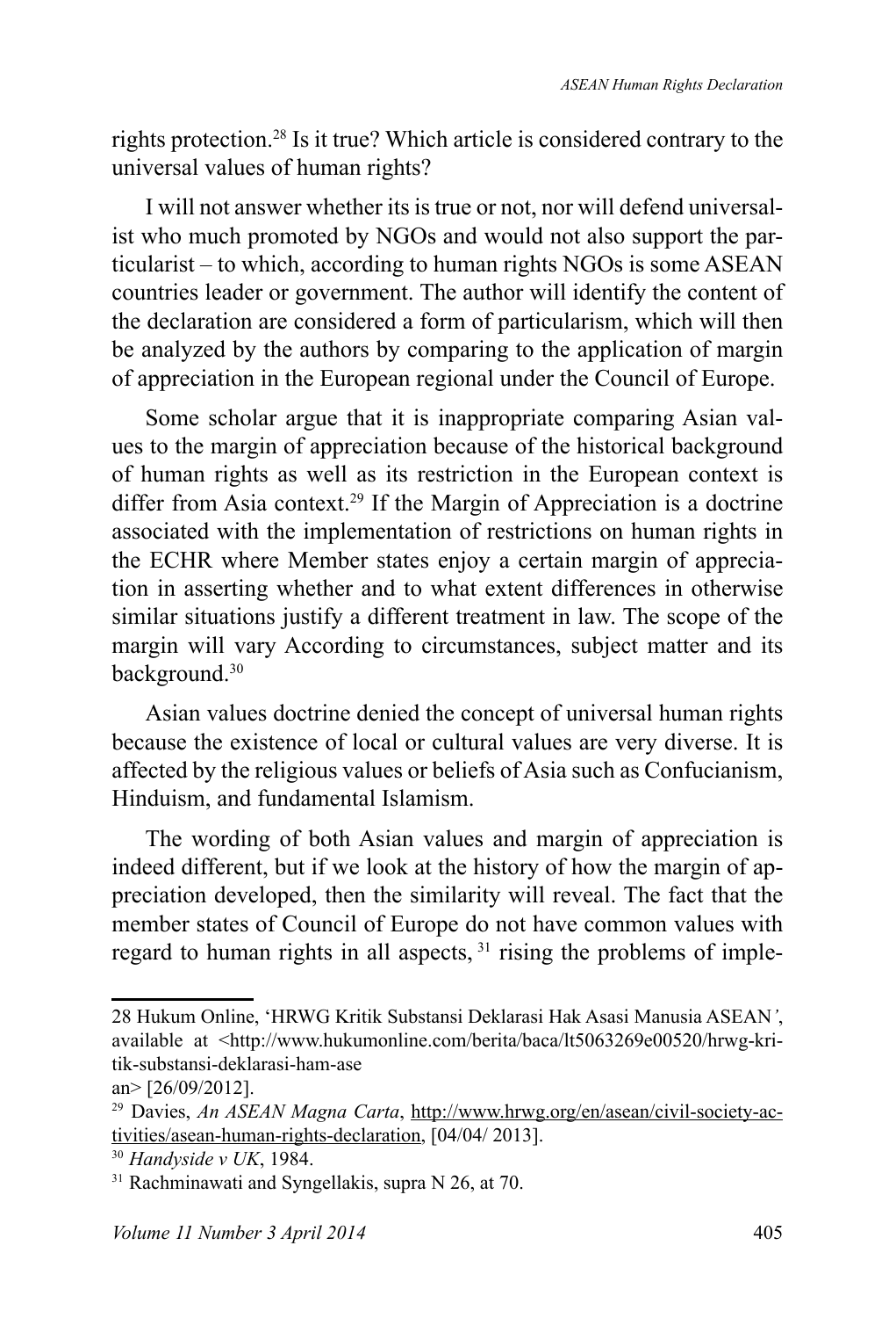rights protection.[28] Is it true? Which article is considered contrary to the universal values of human rights?

I will not answer whether its is true or not, nor will defend universalist who much promoted by NGOs and would not also support the particularist – to which, according to human rights NGOs is some ASEAN countries leader or government. The author will identify the content of the declaration are considered a form of particularism, which will then be analyzed by the authors by comparing to the application of margin of appreciation in the European regional under the Council of Europe.

Some scholar argue that it is inappropriate comparing Asian values to the margin of appreciation because of the historical background of human rights as well as its restriction in the European context is differ from Asia context.[29] If the Margin of Appreciation is a doctrine associated with the implementation of restrictions on human rights in the ECHR where Member states enjoy a certain margin of appreciation in asserting whether and to what extent differences in otherwise similar situations justify a different treatment in law. The scope of the margin will vary According to circumstances, subject matter and its background.[30]

Asian values doctrine denied the concept of universal human rights because the existence of local or cultural values are very diverse. It is affected by the religious values or beliefs of Asia such as Confucianism, Hinduism, and fundamental Islamism.

The wording of both Asian values and margin of appreciation is indeed different, but if we look at the history of how the margin of appreciation developed, then the similarity will reveal. The fact that the member states of Council of Europe do not have common values with regard to human rights in all aspects, [31] rising the problems of imple-

---

28 Hukum Online, 'HRWG Kritik Substansi Deklarasi Hak Asasi Manusia ASEAN', available at <http://www.hukumonline.com/berita/baca/lt5063269e00520/hrwg-kritik-substansi-deklarasi-ham-ase an> [26/09/2012].

29 Davies, *An ASEAN Magna Carta*, http://www.hrwg.org/en/asean/civil-society-activities/asean-human-rights-declaration, [04/04/ 2013].

30 *Handyside v UK*, 1984.

31 Rachminawati and Syngellakis, supra N 26, at 70.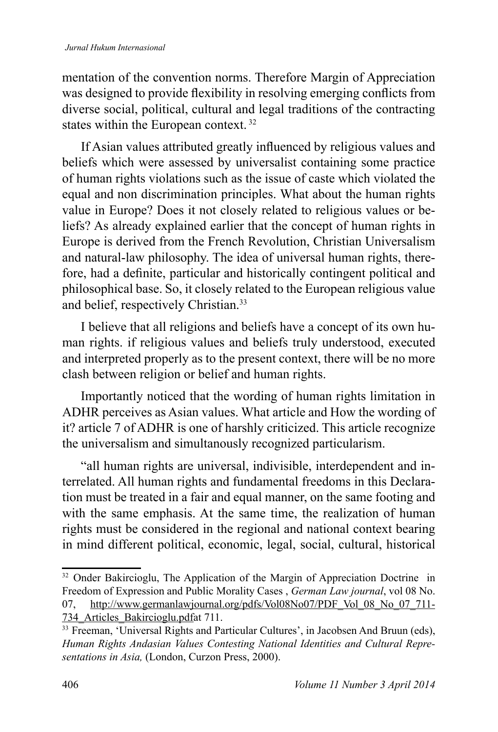mentation of the convention norms. Therefore Margin of Appreciation was designed to provide flexibility in resolving emerging conflicts from diverse social, political, cultural and legal traditions of the contracting states within the European context. [32]

If Asian values attributed greatly influenced by religious values and beliefs which were assessed by universalist containing some practice of human rights violations such as the issue of caste which violated the equal and non discrimination principles. What about the human rights value in Europe? Does it not closely related to religious values or beliefs? As already explained earlier that the concept of human rights in Europe is derived from the French Revolution, Christian Universalism and natural-law philosophy. The idea of universal human rights, therefore, had a definite, particular and historically contingent political and philosophical base. So, it closely related to the European religious value and belief, respectively Christian.[33]

I believe that all religions and beliefs have a concept of its own human rights. if religious values and beliefs truly understood, executed and interpreted properly as to the present context, there will be no more clash between religion or belief and human rights.

Importantly noticed that the wording of human rights limitation in ADHR perceives as Asian values. What article and How the wording of it? article 7 of ADHR is one of harshly criticized. This article recognize the universalism and simultanously recognized particularism.

"all human rights are universal, indivisible, interdependent and interrelated. All human rights and fundamental freedoms in this Declaration must be treated in a fair and equal manner, on the same footing and with the same emphasis. At the same time, the realization of human rights must be considered in the regional and national context bearing in mind different political, economic, legal, social, cultural, historical

---

[32] Onder Bakircioglu, The Application of the Margin of Appreciation Doctrine in Freedom of Expression and Public Morality Cases , *German Law journal*, vol 08 No. 07, http://www.germanlawjournal.org/pdfs/Vol08No07/PDF_Vol_08_No_07_711-734_Articles_Bakircioglu.pdfat 711.

[33] Freeman, 'Universal Rights and Particular Cultures', in Jacobsen And Bruun (eds), *Human Rights Andasian Values Contesting National Identities and Cultural Representations in Asia,* (London, Curzon Press, 2000).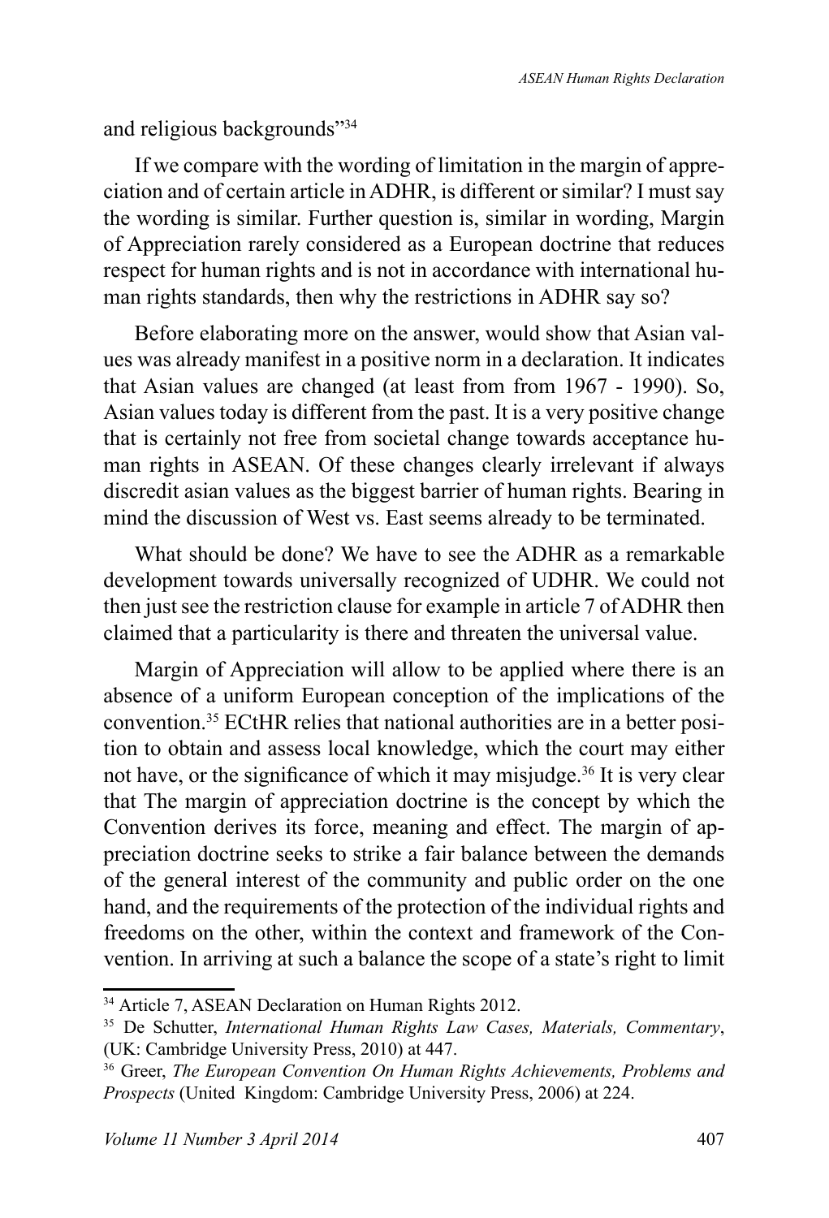and religious backgrounds"[34]

If we compare with the wording of limitation in the margin of appreciation and of certain article in ADHR, is different or similar? I must say the wording is similar. Further question is, similar in wording, Margin of Appreciation rarely considered as a European doctrine that reduces respect for human rights and is not in accordance with international human rights standards, then why the restrictions in ADHR say so?

Before elaborating more on the answer, would show that Asian values was already manifest in a positive norm in a declaration. It indicates that Asian values are changed (at least from from 1967 - 1990). So, Asian values today is different from the past. It is a very positive change that is certainly not free from societal change towards acceptance human rights in ASEAN. Of these changes clearly irrelevant if always discredit asian values as the biggest barrier of human rights. Bearing in mind the discussion of West vs. East seems already to be terminated.

What should be done? We have to see the ADHR as a remarkable development towards universally recognized of UDHR. We could not then just see the restriction clause for example in article 7 of ADHR then claimed that a particularity is there and threaten the universal value.

Margin of Appreciation will allow to be applied where there is an absence of a uniform European conception of the implications of the convention.[35] ECtHR relies that national authorities are in a better position to obtain and assess local knowledge, which the court may either not have, or the significance of which it may misjudge.[36] It is very clear that The margin of appreciation doctrine is the concept by which the Convention derives its force, meaning and effect. The margin of appreciation doctrine seeks to strike a fair balance between the demands of the general interest of the community and public order on the one hand, and the requirements of the protection of the individual rights and freedoms on the other, within the context and framework of the Convention. In arriving at such a balance the scope of a state's right to limit

---

[34] Article 7, ASEAN Declaration on Human Rights 2012.

[35] De Schutter, *International Human Rights Law Cases, Materials, Commentary*, (UK: Cambridge University Press, 2010) at 447.

[36] Greer, *The European Convention On Human Rights Achievements, Problems and Prospects* (United Kingdom: Cambridge University Press, 2006) at 224.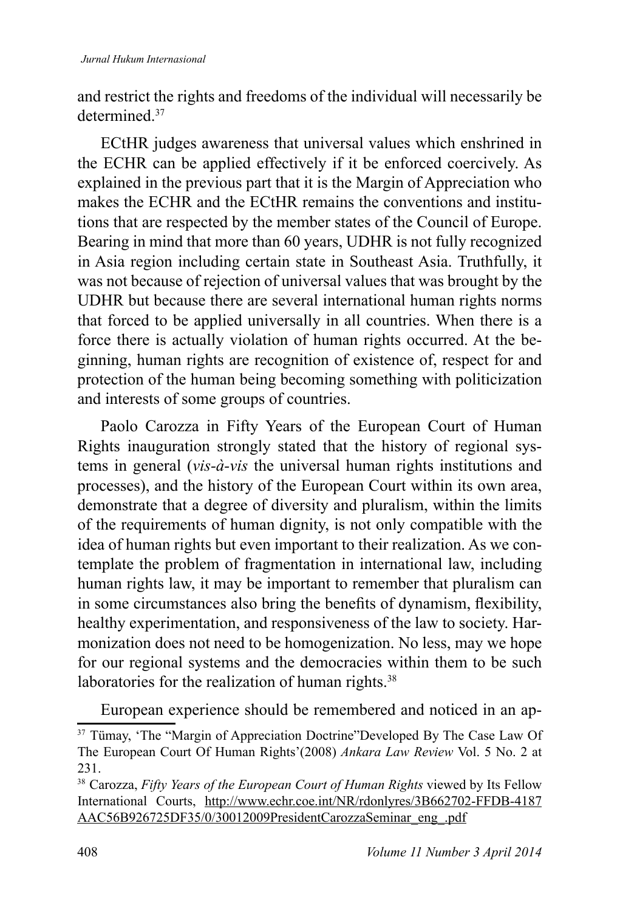and restrict the rights and freedoms of the individual will necessarily be determined.[37]

ECtHR judges awareness that universal values which enshrined in the ECHR can be applied effectively if it be enforced coercively. As explained in the previous part that it is the Margin of Appreciation who makes the ECHR and the ECtHR remains the conventions and institutions that are respected by the member states of the Council of Europe. Bearing in mind that more than 60 years, UDHR is not fully recognized in Asia region including certain state in Southeast Asia. Truthfully, it was not because of rejection of universal values that was brought by the UDHR but because there are several international human rights norms that forced to be applied universally in all countries. When there is a force there is actually violation of human rights occurred. At the beginning, human rights are recognition of existence of, respect for and protection of the human being becoming something with politicization and interests of some groups of countries.

Paolo Carozza in Fifty Years of the European Court of Human Rights inauguration strongly stated that the history of regional systems in general (*vis-à-vis* the universal human rights institutions and processes), and the history of the European Court within its own area, demonstrate that a degree of diversity and pluralism, within the limits of the requirements of human dignity, is not only compatible with the idea of human rights but even important to their realization. As we contemplate the problem of fragmentation in international law, including human rights law, it may be important to remember that pluralism can in some circumstances also bring the benefits of dynamism, flexibility, healthy experimentation, and responsiveness of the law to society. Harmonization does not need to be homogenization. No less, may we hope for our regional systems and the democracies within them to be such laboratories for the realization of human rights.[38]

European experience should be remembered and noticed in an ap-

---

[37] Tümay, 'The "Margin of Appreciation Doctrine"Developed By The Case Law Of The European Court Of Human Rights'(2008) *Ankara Law Review* Vol. 5 No. 2 at 231.

[38] Carozza, *Fifty Years of the European Court of Human Rights* viewed by Its Fellow International Courts, http://www.echr.coe.int/NR/rdonlyres/3B662702-FFDB-4187AAC56B926725DF35/0/30012009PresidentCarozzaSeminar_eng_.pdf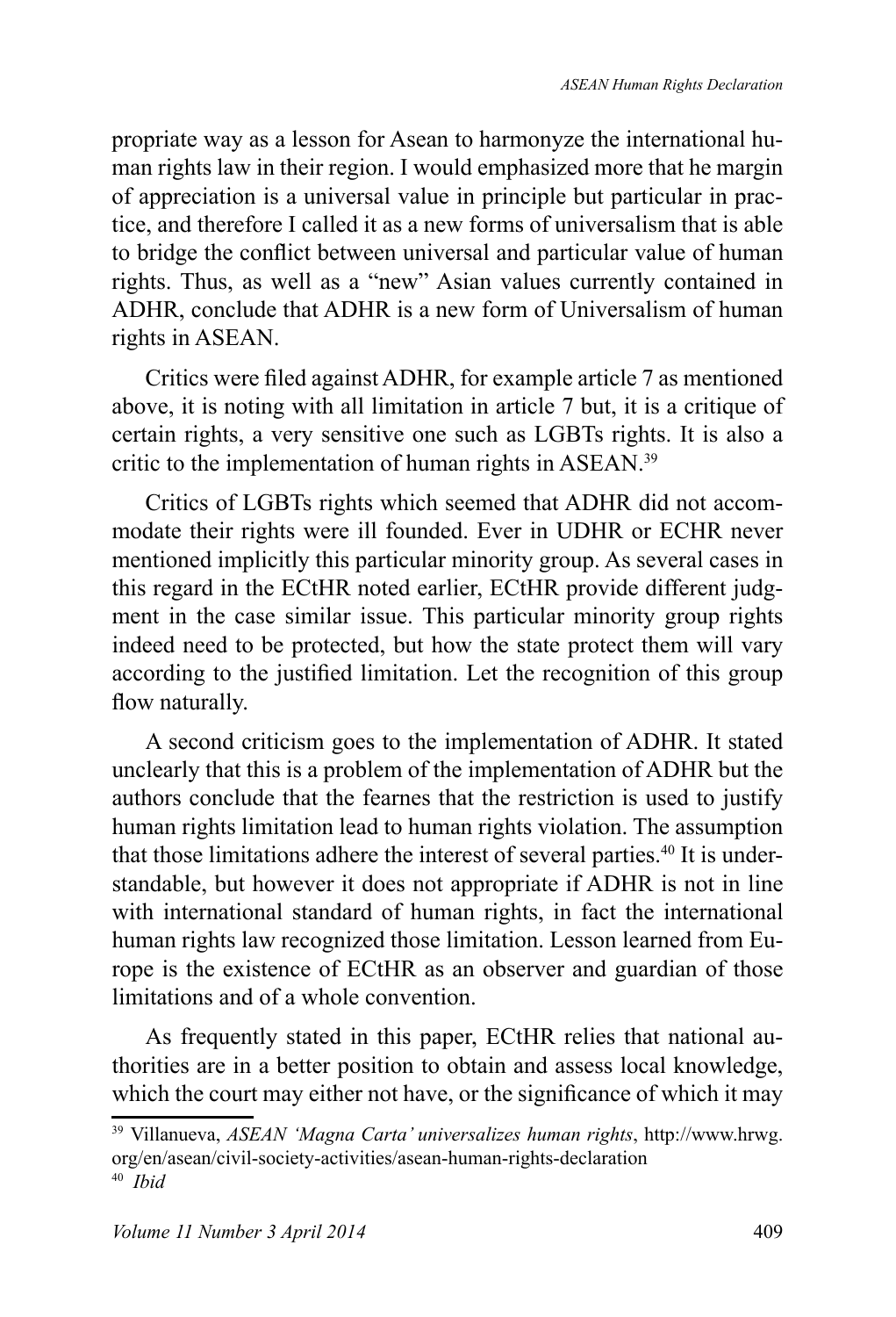propriate way as a lesson for Asean to harmonyze the international human rights law in their region. I would emphasized more that he margin of appreciation is a universal value in principle but particular in practice, and therefore I called it as a new forms of universalism that is able to bridge the conflict between universal and particular value of human rights. Thus, as well as a "new" Asian values currently contained in ADHR, conclude that ADHR is a new form of Universalism of human rights in ASEAN.

Critics were filed against ADHR, for example article 7 as mentioned above, it is noting with all limitation in article 7 but, it is a critique of certain rights, a very sensitive one such as LGBTs rights. It is also a critic to the implementation of human rights in ASEAN.[39]

Critics of LGBTs rights which seemed that ADHR did not accommodate their rights were ill founded. Ever in UDHR or ECHR never mentioned implicitly this particular minority group. As several cases in this regard in the ECtHR noted earlier, ECtHR provide different judgment in the case similar issue. This particular minority group rights indeed need to be protected, but how the state protect them will vary according to the justified limitation. Let the recognition of this group flow naturally.

A second criticism goes to the implementation of ADHR. It stated unclearly that this is a problem of the implementation of ADHR but the authors conclude that the fearnes that the restriction is used to justify human rights limitation lead to human rights violation. The assumption that those limitations adhere the interest of several parties.[40] It is understandable, but however it does not appropriate if ADHR is not in line with international standard of human rights, in fact the international human rights law recognized those limitation. Lesson learned from Europe is the existence of ECtHR as an observer and guardian of those limitations and of a whole convention.

As frequently stated in this paper, ECtHR relies that national authorities are in a better position to obtain and assess local knowledge, which the court may either not have, or the significance of which it may

---

[39] Villanueva, *ASEAN 'Magna Carta' universalizes human rights*, http://www.hrwg.org/en/asean/civil-society-activities/asean-human-rights-declaration

[40] *Ibid*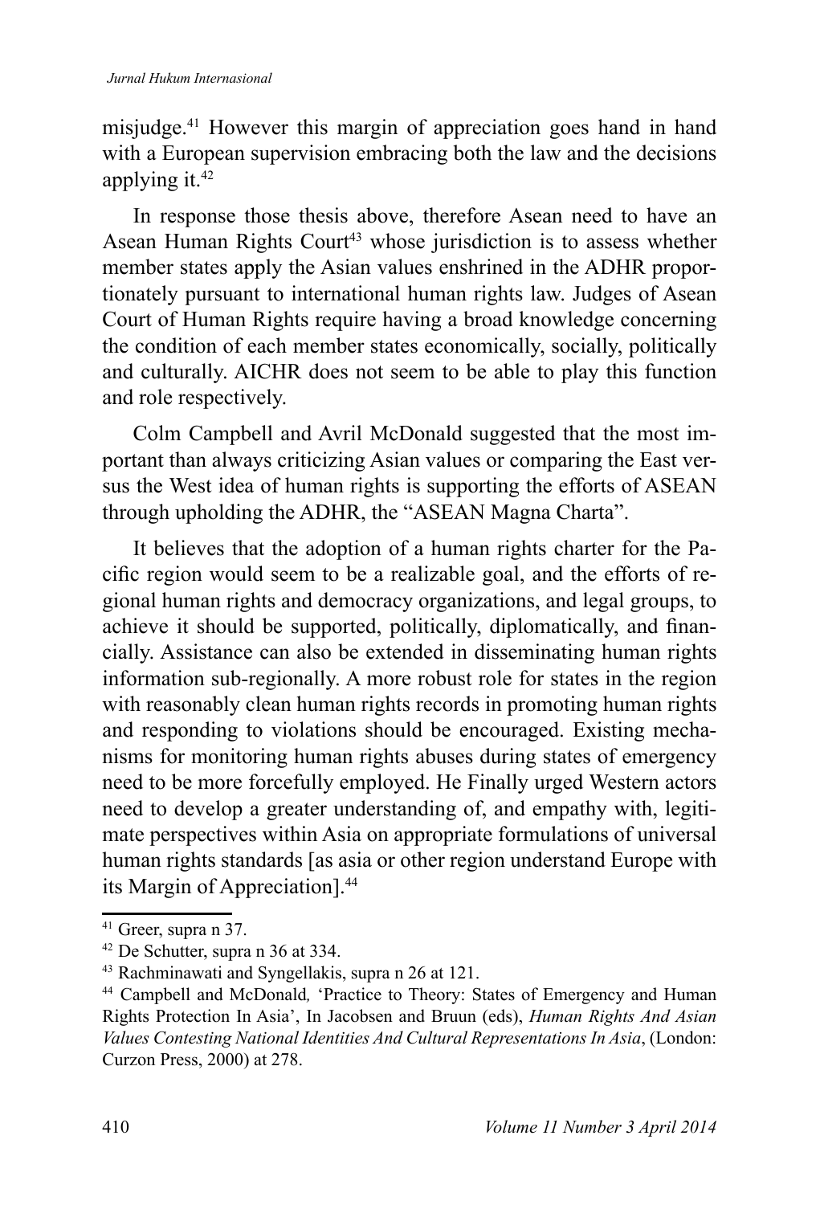misjudge.[41] However this margin of appreciation goes hand in hand with a European supervision embracing both the law and the decisions applying it.[42]

In response those thesis above, therefore Asean need to have an Asean Human Rights Court[43] whose jurisdiction is to assess whether member states apply the Asian values enshrined in the ADHR proportionately pursuant to international human rights law. Judges of Asean Court of Human Rights require having a broad knowledge concerning the condition of each member states economically, socially, politically and culturally. AICHR does not seem to be able to play this function and role respectively.

Colm Campbell and Avril McDonald suggested that the most important than always criticizing Asian values or comparing the East versus the West idea of human rights is supporting the efforts of ASEAN through upholding the ADHR, the "ASEAN Magna Charta".

It believes that the adoption of a human rights charter for the Pacific region would seem to be a realizable goal, and the efforts of regional human rights and democracy organizations, and legal groups, to achieve it should be supported, politically, diplomatically, and financially. Assistance can also be extended in disseminating human rights information sub-regionally. A more robust role for states in the region with reasonably clean human rights records in promoting human rights and responding to violations should be encouraged. Existing mechanisms for monitoring human rights abuses during states of emergency need to be more forcefully employed. He Finally urged Western actors need to develop a greater understanding of, and empathy with, legitimate perspectives within Asia on appropriate formulations of universal human rights standards [as asia or other region understand Europe with its Margin of Appreciation].[44]

---

[41] Greer, supra n 37.

[42] De Schutter, supra n 36 at 334.

[43] Rachminawati and Syngellakis, supra n 26 at 121.

[44] Campbell and McDonald, 'Practice to Theory: States of Emergency and Human Rights Protection In Asia', In Jacobsen and Bruun (eds), *Human Rights And Asian Values Contesting National Identities And Cultural Representations In Asia*, (London: Curzon Press, 2000) at 278.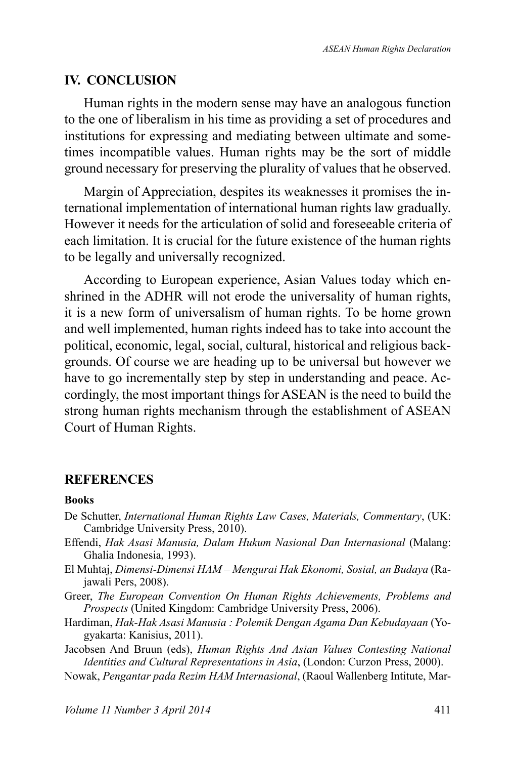## IV. CONCLUSION

Human rights in the modern sense may have an analogous function to the one of liberalism in his time as providing a set of procedures and institutions for expressing and mediating between ultimate and sometimes incompatible values. Human rights may be the sort of middle ground necessary for preserving the plurality of values that he observed.

Margin of Appreciation, despites its weaknesses it promises the international implementation of international human rights law gradually. However it needs for the articulation of solid and foreseeable criteria of each limitation. It is crucial for the future existence of the human rights to be legally and universally recognized.

According to European experience, Asian Values today which enshrined in the ADHR will not erode the universality of human rights, it is a new form of universalism of human rights. To be home grown and well implemented, human rights indeed has to take into account the political, economic, legal, social, cultural, historical and religious backgrounds. Of course we are heading up to be universal but however we have to go incrementally step by step in understanding and peace. Accordingly, the most important things for ASEAN is the need to build the strong human rights mechanism through the establishment of ASEAN Court of Human Rights.

## REFERENCES

**Books**

De Schutter, *International Human Rights Law Cases, Materials, Commentary*, (UK: Cambridge University Press, 2010).

Effendi, *Hak Asasi Manusia, Dalam Hukum Nasional Dan Internasional* (Malang: Ghalia Indonesia, 1993).

El Muhtaj, *Dimensi-Dimensi HAM – Mengurai Hak Ekonomi, Sosial, an Budaya* (Rajawali Pers, 2008).

Greer, *The European Convention On Human Rights Achievements, Problems and Prospects* (United Kingdom: Cambridge University Press, 2006).

Hardiman, *Hak-Hak Asasi Manusia : Polemik Dengan Agama Dan Kebudayaan* (Yogyakarta: Kanisius, 2011).

Jacobsen And Bruun (eds), *Human Rights And Asian Values Contesting National Identities and Cultural Representations in Asia*, (London: Curzon Press, 2000).

Nowak, *Pengantar pada Rezim HAM Internasional*, (Raoul Wallenberg Intitute, Mar-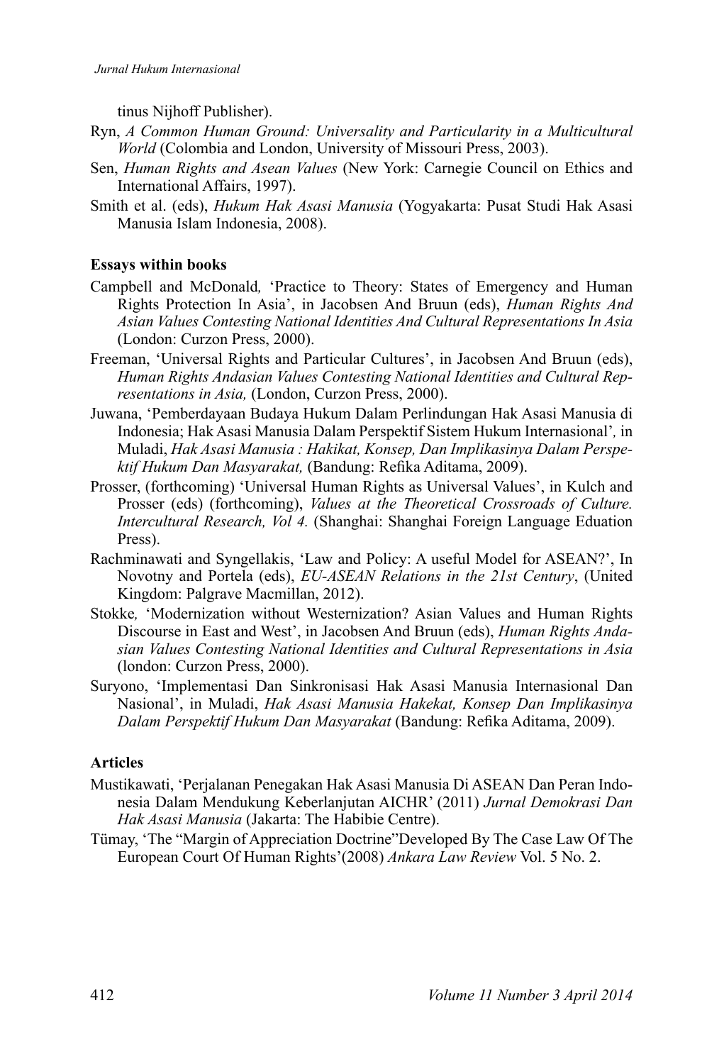tinus Nijhoff Publisher).

Ryn, *A Common Human Ground: Universality and Particularity in a Multicultural World* (Colombia and London, University of Missouri Press, 2003).

Sen, *Human Rights and Asean Values* (New York: Carnegie Council on Ethics and International Affairs, 1997).

Smith et al. (eds), *Hukum Hak Asasi Manusia* (Yogyakarta: Pusat Studi Hak Asasi Manusia Islam Indonesia, 2008).

**Essays within books**

Campbell and McDonald*,* 'Practice to Theory: States of Emergency and Human Rights Protection In Asia', in Jacobsen And Bruun (eds), *Human Rights And Asian Values Contesting National Identities And Cultural Representations In Asia* (London: Curzon Press, 2000).

Freeman, 'Universal Rights and Particular Cultures', in Jacobsen And Bruun (eds), *Human Rights Andasian Values Contesting National Identities and Cultural Representations in Asia,* (London, Curzon Press, 2000).

Juwana, 'Pemberdayaan Budaya Hukum Dalam Perlindungan Hak Asasi Manusia di Indonesia; Hak Asasi Manusia Dalam Perspektif Sistem Hukum Internasional'*,* in Muladi, *Hak Asasi Manusia : Hakikat, Konsep, Dan Implikasinya Dalam Perspektif Hukum Dan Masyarakat,* (Bandung: Refika Aditama, 2009).

Prosser, (forthcoming) 'Universal Human Rights as Universal Values', in Kulch and Prosser (eds) (forthcoming), *Values at the Theoretical Crossroads of Culture. Intercultural Research, Vol 4.* (Shanghai: Shanghai Foreign Language Eduation Press).

Rachminawati and Syngellakis, 'Law and Policy: A useful Model for ASEAN?', In Novotny and Portela (eds), *EU-ASEAN Relations in the 21st Century*, (United Kingdom: Palgrave Macmillan, 2012).

Stokke*,* 'Modernization without Westernization? Asian Values and Human Rights Discourse in East and West', in Jacobsen And Bruun (eds), *Human Rights Andasian Values Contesting National Identities and Cultural Representations in Asia* (london: Curzon Press, 2000).

Suryono, 'Implementasi Dan Sinkronisasi Hak Asasi Manusia Internasional Dan Nasional', in Muladi, *Hak Asasi Manusia Hakekat, Konsep Dan Implikasinya Dalam Perspektif Hukum Dan Masyarakat* (Bandung: Refika Aditama, 2009).

**Articles**

Mustikawati, 'Perjalanan Penegakan Hak Asasi Manusia Di ASEAN Dan Peran Indonesia Dalam Mendukung Keberlanjutan AICHR' (2011) *Jurnal Demokrasi Dan Hak Asasi Manusia* (Jakarta: The Habibie Centre).

Tümay, 'The "Margin of Appreciation Doctrine"Developed By The Case Law Of The European Court Of Human Rights'(2008) *Ankara Law Review* Vol. 5 No. 2.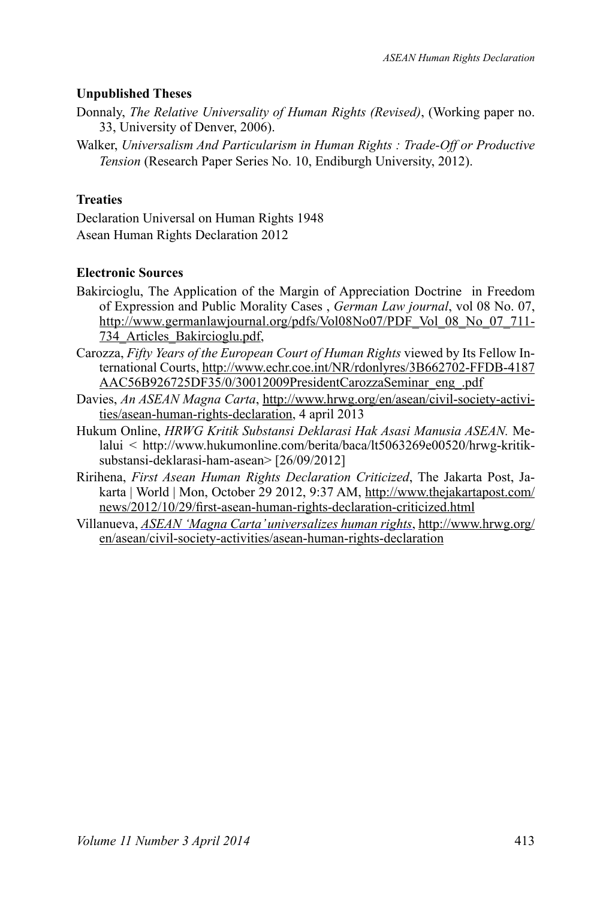**Unpublished Theses**

Donnaly, *The Relative Universality of Human Rights (Revised)*, (Working paper no. 33, University of Denver, 2006).

Walker, *Universalism And Particularism in Human Rights : Trade-Off or Productive Tension* (Research Paper Series No. 10, Endiburgh University, 2012).

**Treaties**

Declaration Universal on Human Rights 1948

Asean Human Rights Declaration 2012

**Electronic Sources**

Bakircioglu, The Application of the Margin of Appreciation Doctrine in Freedom of Expression and Public Morality Cases , *German Law journal*, vol 08 No. 07, http://www.germanlawjournal.org/pdfs/Vol08No07/PDF_Vol_08_No_07_711-734_Articles_Bakircioglu.pdf,

Carozza, *Fifty Years of the European Court of Human Rights* viewed by Its Fellow International Courts, http://www.echr.coe.int/NR/rdonlyres/3B662702-FFDB-4187AAC56B926725DF35/0/30012009PresidentCarozzaSeminar_eng_.pdf

Davies, *An ASEAN Magna Carta*, http://www.hrwg.org/en/asean/civil-society-activities/asean-human-rights-declaration, 4 april 2013

Hukum Online, *HRWG Kritik Substansi Deklarasi Hak Asasi Manusia ASEAN*. Melalui < http://www.hukumonline.com/berita/baca/lt5063269e00520/hrwg-kritik-substansi-deklarasi-ham-asean> [26/09/2012]

Ririhena, *First Asean Human Rights Declaration Criticized*, The Jakarta Post, Jakarta | World | Mon, October 29 2012, 9:37 AM, http://www.thejakartapost.com/news/2012/10/29/first-asean-human-rights-declaration-criticized.html

Villanueva, *ASEAN 'Magna Carta' universalizes human rights*, http://www.hrwg.org/en/asean/civil-society-activities/asean-human-rights-declaration